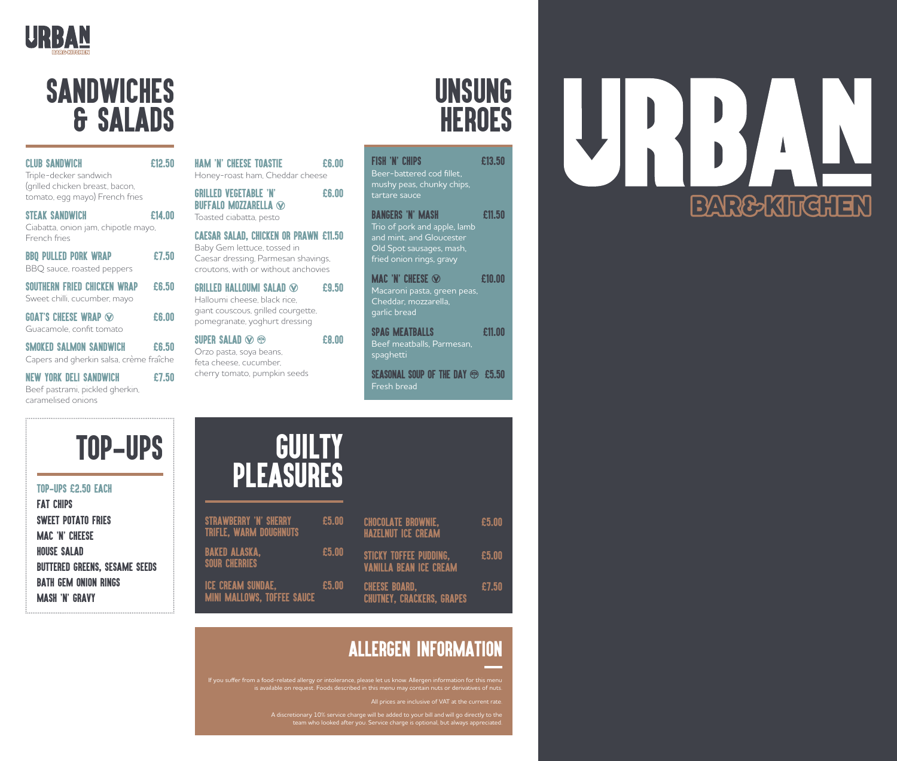URBAN
BAR&KITCHEN

# SANDWICHES & SALADS

**CLUB SANDWICH** £12.50
Triple-decker sandwich (grilled chicken breast, bacon, tomato, egg mayo) French fries

**STEAK SANDWICH** £14.00
Ciabatta, onion jam, chipotle mayo, French fries

**BBQ PULLED PORK WRAP** £7.50
BBQ sauce, roasted peppers

**SOUTHERN FRIED CHICKEN WRAP** £6.50
Sweet chilli, cucumber, mayo

**GOAT'S CHEESE WRAP** ⓥ £6.00
Guacamole, confit tomato

**SMOKED SALMON SANDWICH** £6.50
Capers and gherkin salsa, crème fraîche

**NEW YORK DELI SANDWICH** £7.50
Beef pastrami, pickled gherkin, caramelised onions

**HAM 'N' CHEESE TOASTIE** £6.00
Honey-roast ham, Cheddar cheese

**GRILLED VEGETABLE 'N' BUFFALO MOZZARELLA** ⓥ £6.00
Toasted ciabatta, pesto

**CAESAR SALAD, CHICKEN OR PRAWN** £11.50
Baby Gem lettuce, tossed in Caesar dressing, Parmesan shavings, croutons, with or without anchovies

**GRILLED HALLOUMI SALAD** ⓥ £9.50
Halloumi cheese, black rice, giant couscous, grilled courgette, pomegranate, yoghurt dressing

**SUPER SALAD** ⓥ £8.00
Orzo pasta, soya beans, feta cheese, cucumber, cherry tomato, pumpkin seeds

# UNSUNG HEROES

**FISH 'N' CHIPS** £13.50
Beer-battered cod fillet, mushy peas, chunky chips, tartare sauce

**BANGERS 'N' MASH** £11.50
Trio of pork and apple, lamb and mint, and Gloucester Old Spot sausages, mash, fried onion rings, gravy

**MAC 'N' CHEESE** ⓥ £10.00
Macaroni pasta, green peas, Cheddar, mozzarella, garlic bread

**SPAG MEATBALLS** £11.00
Beef meatballs, Parmesan, spaghetti

**SEASONAL SOUP OF THE DAY** £5.50
Fresh bread

# TOP-UPS

**TOP-UPS £2.50 EACH**

- FAT CHIPS
- SWEET POTATO FRIES
- MAC 'N' CHEESE
- HOUSE SALAD
- BUTTERED GREENS, SESAME SEEDS
- BATH GEM ONION RINGS
- MASH 'N' GRAVY

# GUILTY PLEASURES

**STRAWBERRY 'N' SHERRY TRIFLE, WARM DOUGHNUTS** £5.00

**BAKED ALASKA, SOUR CHERRIES** £5.00

**ICE CREAM SUNDAE, MINI MALLOWS, TOFFEE SAUCE** £5.00

**CHOCOLATE BROWNIE, HAZELNUT ICE CREAM** £5.00

**STICKY TOFFEE PUDDING, VANILLA BEAN ICE CREAM** £5.00

**CHEESE BOARD, CHUTNEY, CRACKERS, GRAPES** £7.50

## ALLERGEN INFORMATION

If you suffer from a food-related allergy or intolerance, please let us know. Allergen information for this menu is available on request. Foods described in this menu may contain nuts or derivatives of nuts.

All prices are inclusive of VAT at the current rate.

A discretionary 10% service charge will be added to your bill and will go directly to the team who looked after you. Service charge is optional, but always appreciated.

URBAN
BAR&KITCHEN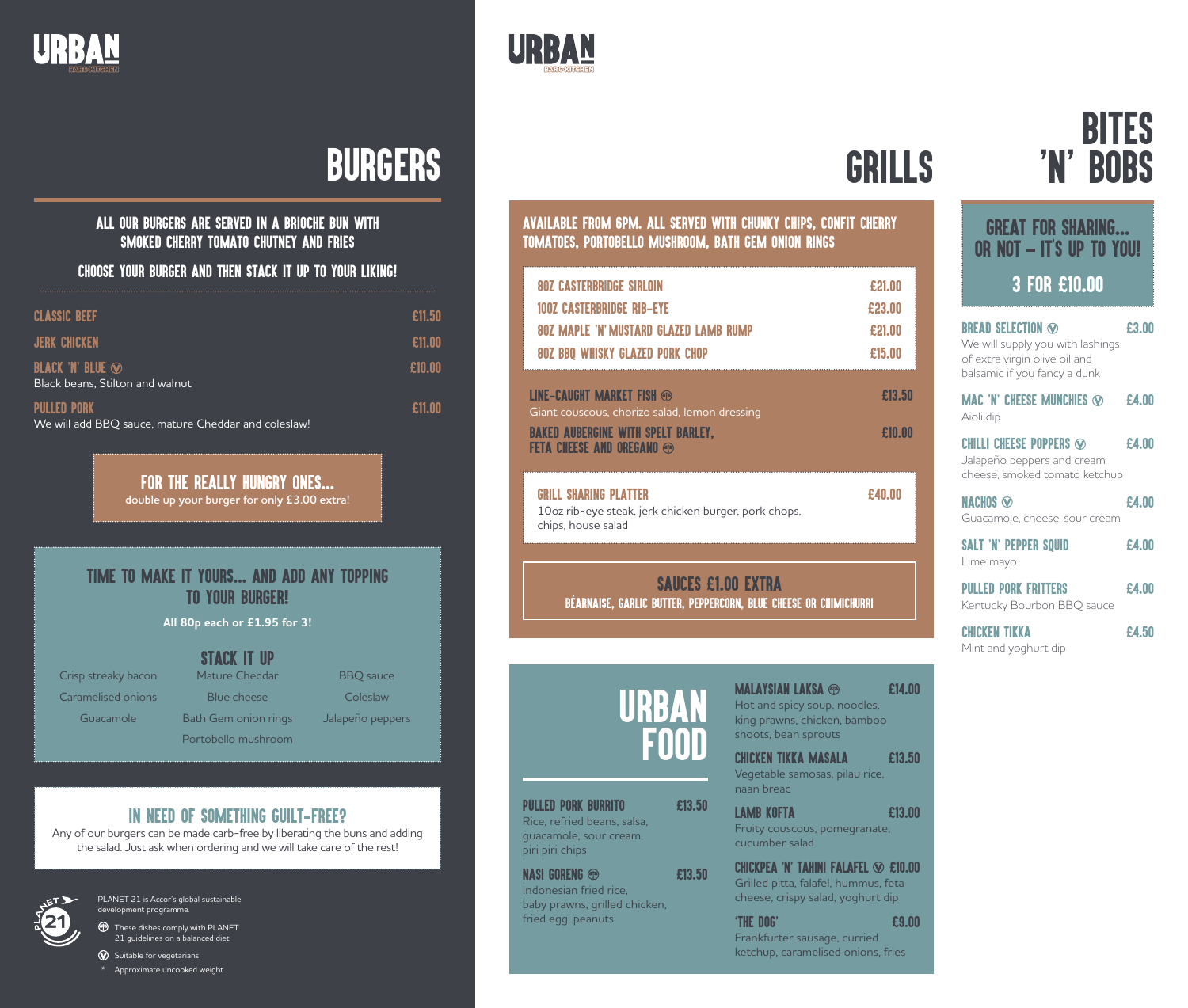# URBAN
BAR & KITCHEN

# BURGERS

ALL OUR BURGERS ARE SERVED IN A BRIOCHE BUN WITH SMOKED CHERRY TOMATO CHUTNEY AND FRIES

CHOOSE YOUR BURGER AND THEN STACK IT UP TO YOUR LIKING!

| | |
|---|---|
| CLASSIC BEEF | £11.50 |
| JERK CHICKEN | £11.00 |
| BLACK 'N' BLUE ⓥ<br>Black beans, Stilton and walnut | £10.00 |
| PULLED PORK<br>We will add BBQ sauce, mature Cheddar and coleslaw! | £11.00 |

## FOR THE REALLY HUNGRY ONES...

double up your burger for only £3.00 extra!

## TIME TO MAKE IT YOURS... AND ADD ANY TOPPING TO YOUR BURGER!

**All 80p each or £1.95 for 3!**

### STACK IT UP

| | | |
|---|---|---|
| Crisp streaky bacon | Mature Cheddar | BBQ sauce |
| Caramelised onions | Blue cheese | Coleslaw |
| Guacamole | Bath Gem onion rings | Jalapeño peppers |
| | Portobello mushroom | |

## IN NEED OF SOMETHING GUILT-FREE?

Any of our burgers can be made carb-free by liberating the buns and adding the salad. Just ask when ordering and we will take care of the rest!

PLANET 21 is Accor's global sustainable development programme.

These dishes comply with PLANET 21 guidelines on a balanced diet

ⓥ Suitable for vegetarians

\* Approximate uncooked weight

# URBAN
BAR & KITCHEN

# GRILLS

AVAILABLE FROM 6PM. ALL SERVED WITH CHUNKY CHIPS, CONFIT CHERRY TOMATOES, PORTOBELLO MUSHROOM, BATH GEM ONION RINGS

| | |
|---|---|
| 8OZ CASTERBRIDGE SIRLOIN | £21.00 |
| 10OZ CASTERBRIDGE RIB-EYE | £23.00 |
| 8OZ MAPLE 'N' MUSTARD GLAZED LAMB RUMP | £21.00 |
| 8OZ BBQ WHISKY GLAZED PORK CHOP | £15.00 |

| | |
|---|---|
| LINE-CAUGHT MARKET FISH<br>Giant couscous, chorizo salad, lemon dressing | £13.50 |
| BAKED AUBERGINE WITH SPELT BARLEY, FETA CHEESE AND OREGANO | £10.00 |

| | |
|---|---|
| GRILL SHARING PLATTER<br>10oz rib-eye steak, jerk chicken burger, pork chops, chips, house salad | £40.00 |

## SAUCES £1.00 EXTRA

BÉARNAISE, GARLIC BUTTER, PEPPERCORN, BLUE CHEESE OR CHIMICHURRI

# URBAN FOOD

| | |
|---|---|
| PULLED PORK BURRITO<br>Rice, refried beans, salsa, guacamole, sour cream, piri piri chips | £13.50 |
| NASI GORENG<br>Indonesian fried rice, baby prawns, grilled chicken, fried egg, peanuts | £13.50 |
| MALAYSIAN LAKSA<br>Hot and spicy soup, noodles, king prawns, chicken, bamboo shoots, bean sprouts | £14.00 |
| CHICKEN TIKKA MASALA<br>Vegetable samosas, pilau rice, naan bread | £13.50 |
| LAMB KOFTA<br>Fruity couscous, pomegranate, cucumber salad | £13.00 |
| CHICKPEA 'N' TAHINI FALAFEL ⓥ<br>Grilled pitta, falafel, hummus, feta cheese, crispy salad, yoghurt dip | £10.00 |
| 'THE DOG'<br>Frankfurter sausage, curried ketchup, caramelised onions, fries | £9.00 |

# BITES 'N' BOBS

## GREAT FOR SHARING... OR NOT – IT'S UP TO YOU!

## 3 FOR £10.00

| | |
|---|---|
| BREAD SELECTION ⓥ<br>We will supply you with lashings of extra virgin olive oil and balsamic if you fancy a dunk | £3.00 |
| MAC 'N' CHEESE MUNCHIES ⓥ<br>Aioli dip | £4.00 |
| CHILLI CHEESE POPPERS ⓥ<br>Jalapeño peppers and cream cheese, smoked tomato ketchup | £4.00 |
| NACHOS ⓥ<br>Guacamole, cheese, sour cream | £4.00 |
| SALT 'N' PEPPER SQUID<br>Lime mayo | £4.00 |
| PULLED PORK FRITTERS<br>Kentucky Bourbon BBQ sauce | £4.00 |
| CHICKEN TIKKA<br>Mint and yoghurt dip | £4.50 |